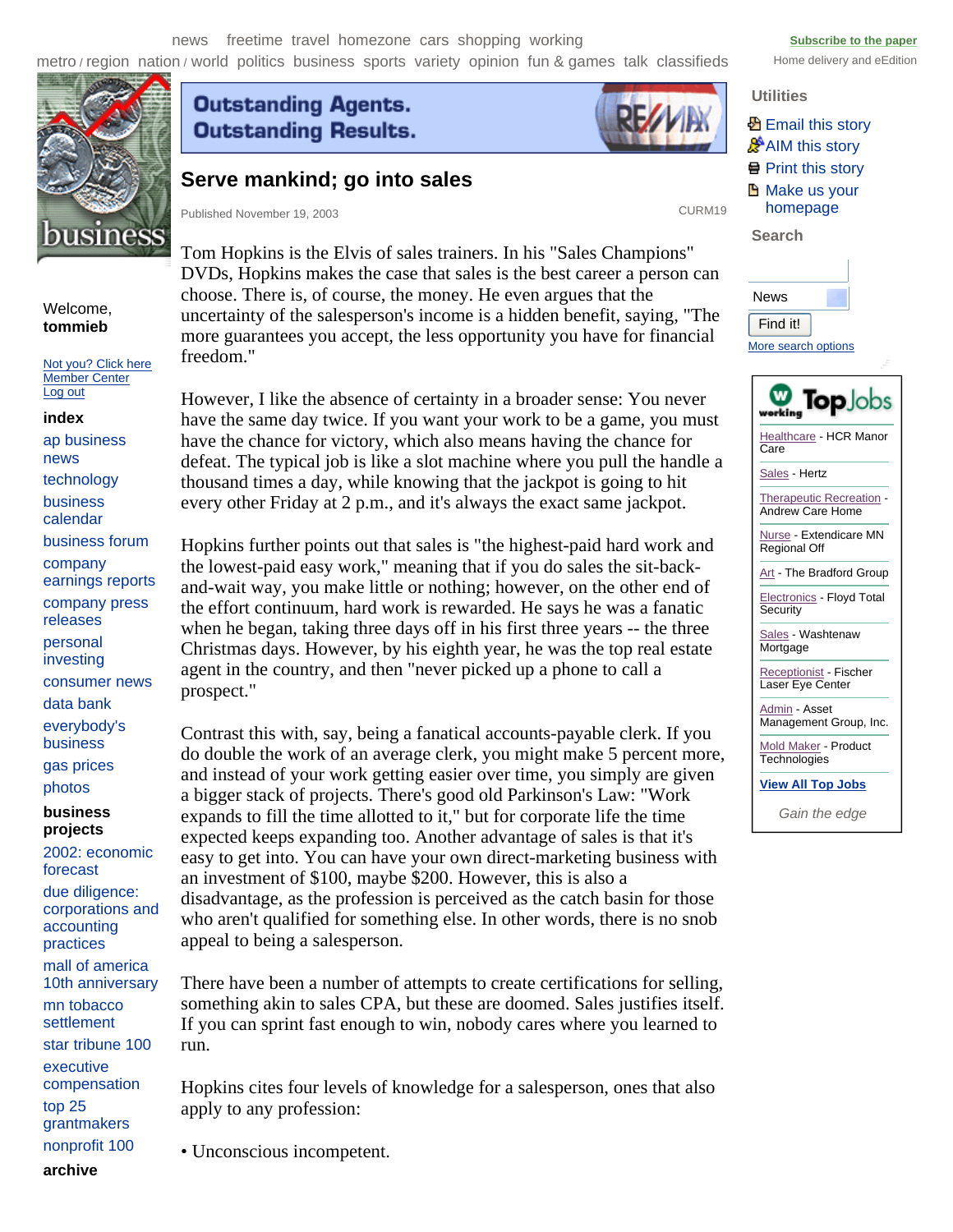# Serve mankind; go into sales

Published November 19, 2003

Tom Hopkins is the Elvis of sales trainers. In his "Sales Champions" DVDs, Hopkins makes the case that sales is the best career a person can choose. There is, of course, the money. He even argues that the uncertainty of the salesperson's income is a hidden benefit, saying, "The more guarantees you accept, the less opportunity you have for financial freedom."

However, I like the absence of certainty in a broader sense: You never have the same day twice. If you want your work to be a game, you must have the chance for victory, which also means having the chance for defeat. The typical job is like a slot machine where you pull the handle a thousand times a day, while knowing that the jackpot is going to hit every other Friday at 2 p.m., and it's always the exact same jackpot.

Hopkins further points out that sales is "the highest-paid hard work and the lowest-paid easy work," meaning that if you do sales the sit-back-and-wait way, you make little or nothing; however, on the other end of the effort continuum, hard work is rewarded. He says he was a fanatic when he began, taking three days off in his first three years -- the three Christmas days. However, by his eighth year, he was the top real estate agent in the country, and then "never picked up a phone to call a prospect."

Contrast this with, say, being a fanatical accounts-payable clerk. If you do double the work of an average clerk, you might make 5 percent more, and instead of your work getting easier over time, you simply are given a bigger stack of projects. There's good old Parkinson's Law: "Work expands to fill the time allotted to it," but for corporate life the time expected keeps expanding too. Another advantage of sales is that it's easy to get into. You can have your own direct-marketing business with an investment of $100, maybe $200. However, this is also a disadvantage, as the profession is perceived as the catch basin for those who aren't qualified for something else. In other words, there is no snob appeal to being a salesperson.

There have been a number of attempts to create certifications for selling, something akin to sales CPA, but these are doomed. Sales justifies itself. If you can sprint fast enough to win, nobody cares where you learned to run.

Hopkins cites four levels of knowledge for a salesperson, ones that also apply to any profession:

- Unconscious incompetent.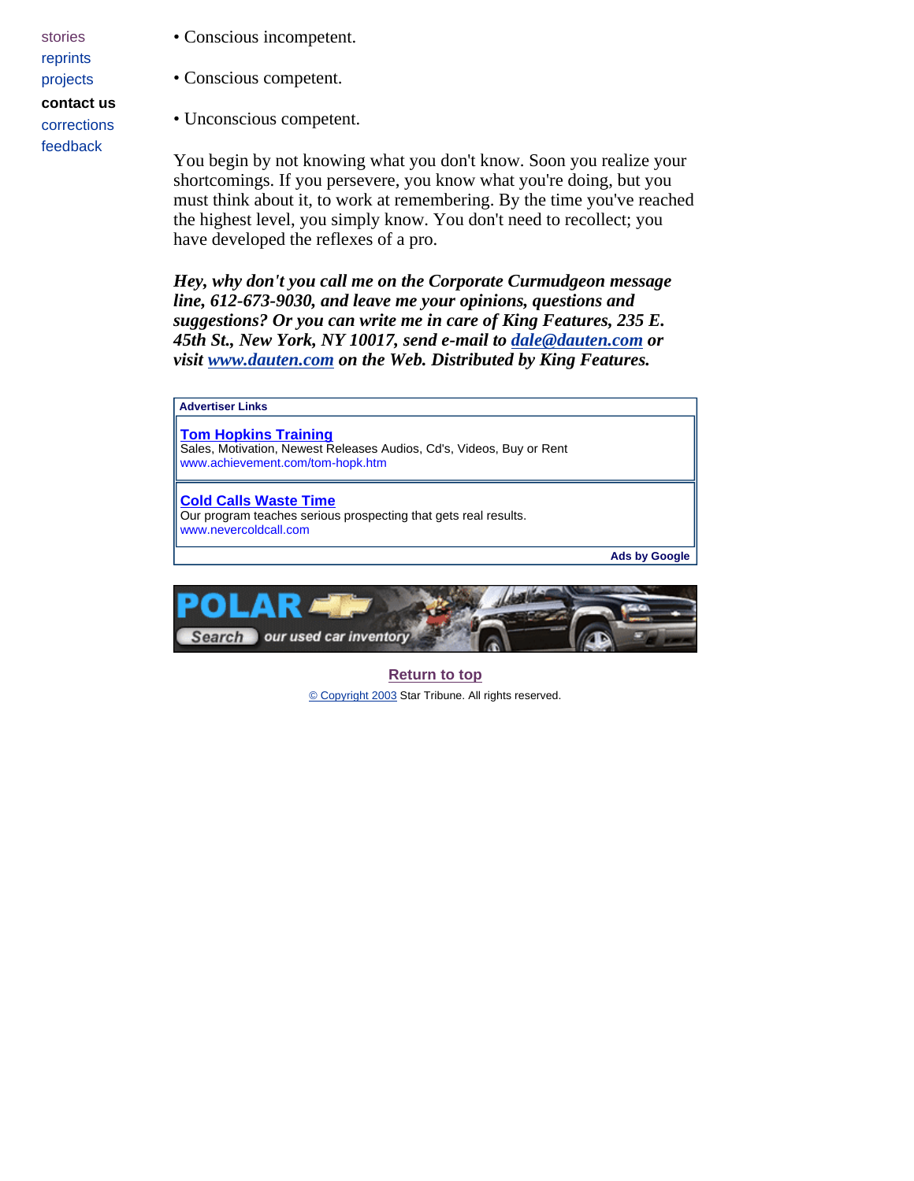- stories
- reprints
- projects
- **contact us**
- corrections
- feedback

• Conscious incompetent.

• Conscious competent.

• Unconscious competent.

You begin by not knowing what you don't know. Soon you realize your shortcomings. If you persevere, you know what you're doing, but you must think about it, to work at remembering. By the time you've reached the highest level, you simply know. You don't need to recollect; you have developed the reflexes of a pro.

***Hey, why don't you call me on the Corporate Curmudgeon message line, 612-673-9030, and leave me your opinions, questions and suggestions? Or you can write me in care of King Features, 235 E. 45th St., New York, NY 10017, send e-mail to dale@dauten.com or visit www.dauten.com on the Web. Distributed by King Features.***

**Advertiser Links**

**Tom Hopkins Training**
Sales, Motivation, Newest Releases Audios, Cd's, Videos, Buy or Rent
www.achievement.com/tom-hopk.htm

**Cold Calls Waste Time**
Our program teaches serious prospecting that gets real results.
www.nevercoldcall.com

**Ads by Google**

POLAR
Search our used car inventory

**Return to top**

© Copyright 2003 Star Tribune. All rights reserved.